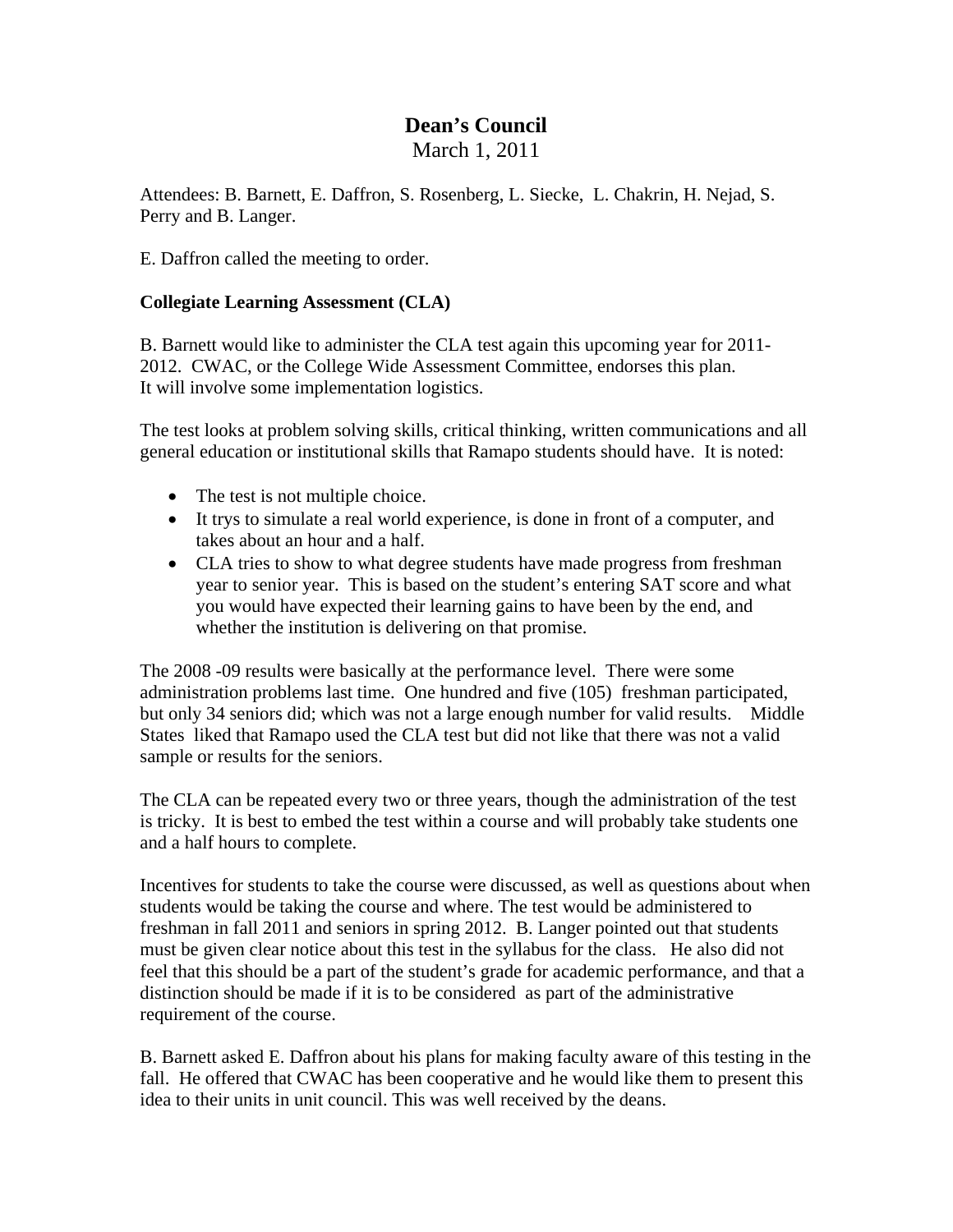# Dean's Council

March 1, 2011

Attendees: B. Barnett, E. Daffron, S. Rosenberg, L. Siecke, L. Chakrin, H. Nejad, S. Perry and B. Langer.

E. Daffron called the meeting to order.

**Collegiate Learning Assessment (CLA)**

B. Barnett would like to administer the CLA test again this upcoming year for 2011-2012. CWAC, or the College Wide Assessment Committee, endorses this plan. It will involve some implementation logistics.

The test looks at problem solving skills, critical thinking, written communications and all general education or institutional skills that Ramapo students should have. It is noted:

- The test is not multiple choice.
- It trys to simulate a real world experience, is done in front of a computer, and takes about an hour and a half.
- CLA tries to show to what degree students have made progress from freshman year to senior year. This is based on the student's entering SAT score and what you would have expected their learning gains to have been by the end, and whether the institution is delivering on that promise.

The 2008 -09 results were basically at the performance level. There were some administration problems last time. One hundred and five (105) freshman participated, but only 34 seniors did; which was not a large enough number for valid results. Middle States liked that Ramapo used the CLA test but did not like that there was not a valid sample or results for the seniors.

The CLA can be repeated every two or three years, though the administration of the test is tricky. It is best to embed the test within a course and will probably take students one and a half hours to complete.

Incentives for students to take the course were discussed, as well as questions about when students would be taking the course and where. The test would be administered to freshman in fall 2011 and seniors in spring 2012. B. Langer pointed out that students must be given clear notice about this test in the syllabus for the class. He also did not feel that this should be a part of the student's grade for academic performance, and that a distinction should be made if it is to be considered as part of the administrative requirement of the course.

B. Barnett asked E. Daffron about his plans for making faculty aware of this testing in the fall. He offered that CWAC has been cooperative and he would like them to present this idea to their units in unit council. This was well received by the deans.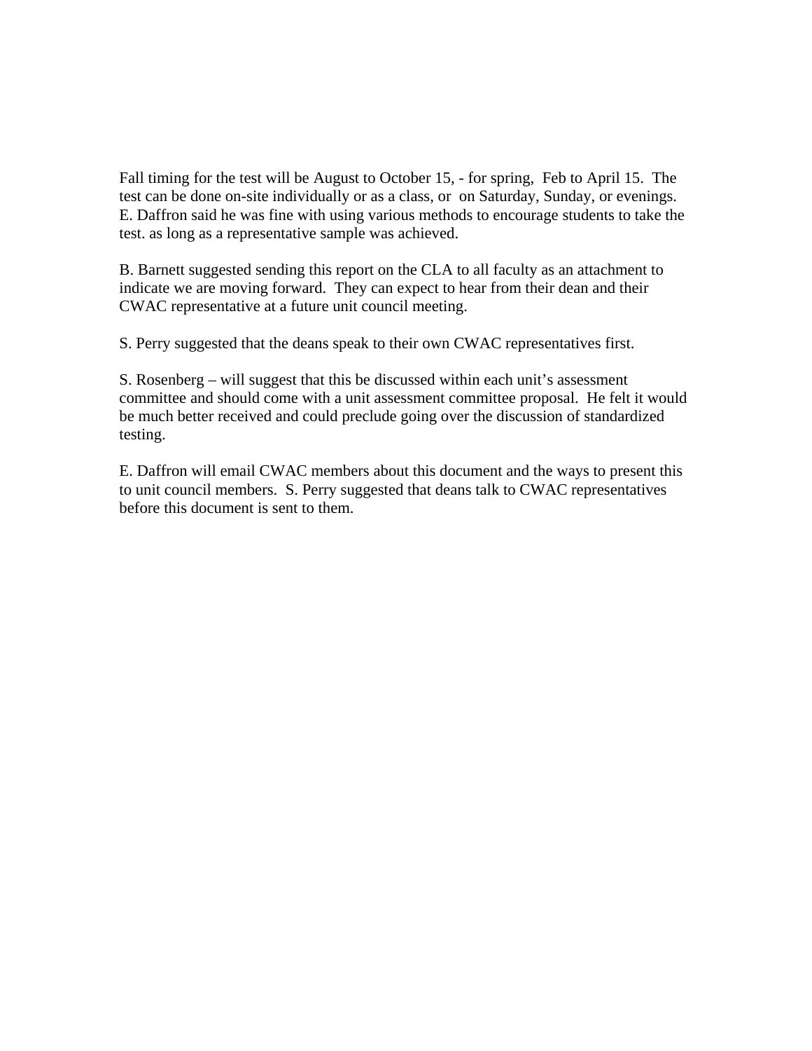Fall timing for the test will be August to October 15, - for spring, Feb to April 15. The test can be done on-site individually or as a class, or on Saturday, Sunday, or evenings. E. Daffron said he was fine with using various methods to encourage students to take the test. as long as a representative sample was achieved.

B. Barnett suggested sending this report on the CLA to all faculty as an attachment to indicate we are moving forward. They can expect to hear from their dean and their CWAC representative at a future unit council meeting.

S. Perry suggested that the deans speak to their own CWAC representatives first.

S. Rosenberg – will suggest that this be discussed within each unit's assessment committee and should come with a unit assessment committee proposal. He felt it would be much better received and could preclude going over the discussion of standardized testing.

E. Daffron will email CWAC members about this document and the ways to present this to unit council members. S. Perry suggested that deans talk to CWAC representatives before this document is sent to them.